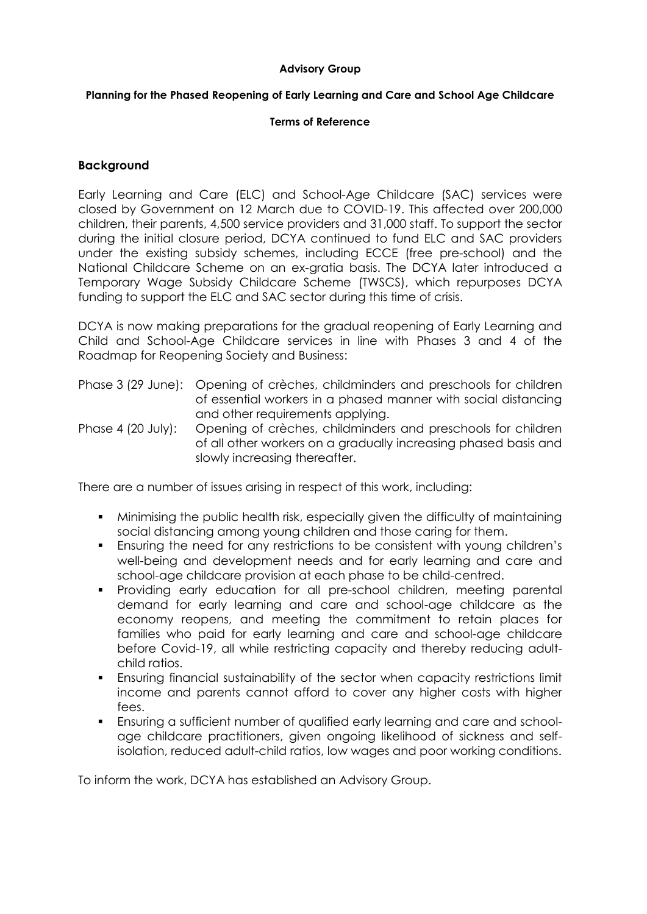**Advisory Group**

**Planning for the Phased Reopening of Early Learning and Care and School Age Childcare**

**Terms of Reference**

## Background

Early Learning and Care (ELC) and School-Age Childcare (SAC) services were closed by Government on 12 March due to COVID-19. This affected over 200,000 children, their parents, 4,500 service providers and 31,000 staff. To support the sector during the initial closure period, DCYA continued to fund ELC and SAC providers under the existing subsidy schemes, including ECCE (free pre-school) and the National Childcare Scheme on an ex-gratia basis. The DCYA later introduced a Temporary Wage Subsidy Childcare Scheme (TWSCS), which repurposes DCYA funding to support the ELC and SAC sector during this time of crisis.

DCYA is now making preparations for the gradual reopening of Early Learning and Child and School-Age Childcare services in line with Phases 3 and 4 of the Roadmap for Reopening Society and Business:

Phase 3 (29 June): Opening of crèches, childminders and preschools for children of essential workers in a phased manner with social distancing and other requirements applying.

Phase 4 (20 July): Opening of crèches, childminders and preschools for children of all other workers on a gradually increasing phased basis and slowly increasing thereafter.

There are a number of issues arising in respect of this work, including:

- Minimising the public health risk, especially given the difficulty of maintaining social distancing among young children and those caring for them.
- Ensuring the need for any restrictions to be consistent with young children's well-being and development needs and for early learning and care and school-age childcare provision at each phase to be child-centred.
- Providing early education for all pre-school children, meeting parental demand for early learning and care and school-age childcare as the economy reopens, and meeting the commitment to retain places for families who paid for early learning and care and school-age childcare before Covid-19, all while restricting capacity and thereby reducing adult-child ratios.
- Ensuring financial sustainability of the sector when capacity restrictions limit income and parents cannot afford to cover any higher costs with higher fees.
- Ensuring a sufficient number of qualified early learning and care and school-age childcare practitioners, given ongoing likelihood of sickness and self-isolation, reduced adult-child ratios, low wages and poor working conditions.

To inform the work, DCYA has established an Advisory Group.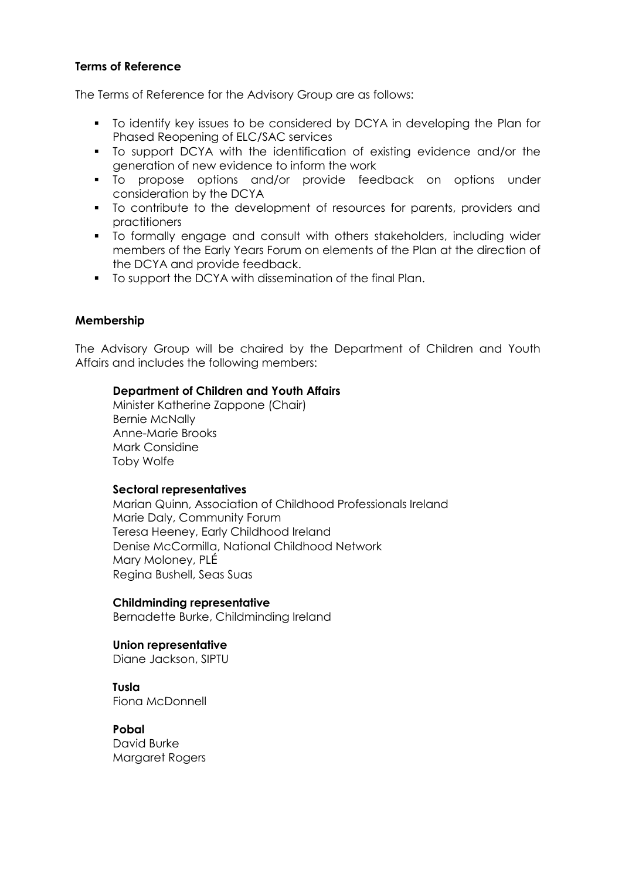**Terms of Reference**

The Terms of Reference for the Advisory Group are as follows:

- To identify key issues to be considered by DCYA in developing the Plan for Phased Reopening of ELC/SAC services
- To support DCYA with the identification of existing evidence and/or the generation of new evidence to inform the work
- To propose options and/or provide feedback on options under consideration by the DCYA
- To contribute to the development of resources for parents, providers and practitioners
- To formally engage and consult with others stakeholders, including wider members of the Early Years Forum on elements of the Plan at the direction of the DCYA and provide feedback.
- To support the DCYA with dissemination of the final Plan.

**Membership**

The Advisory Group will be chaired by the Department of Children and Youth Affairs and includes the following members:

**Department of Children and Youth Affairs**
Minister Katherine Zappone (Chair)
Bernie McNally
Anne-Marie Brooks
Mark Considine
Toby Wolfe

**Sectoral representatives**
Marian Quinn, Association of Childhood Professionals Ireland
Marie Daly, Community Forum
Teresa Heeney, Early Childhood Ireland
Denise McCormilla, National Childhood Network
Mary Moloney, PLÉ
Regina Bushell, Seas Suas

**Childminding representative**
Bernadette Burke, Childminding Ireland

**Union representative**
Diane Jackson, SIPTU

**Tusla**
Fiona McDonnell

**Pobal**
David Burke
Margaret Rogers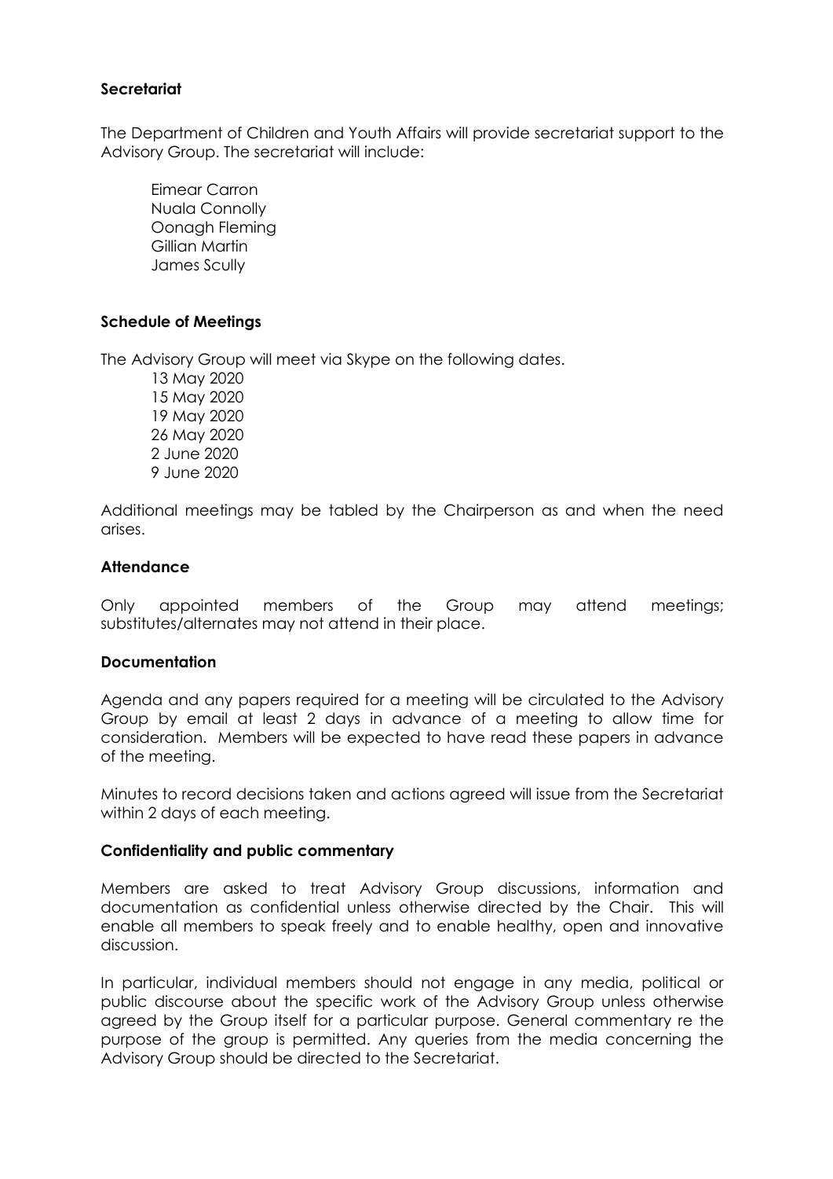**Secretariat**

The Department of Children and Youth Affairs will provide secretariat support to the Advisory Group. The secretariat will include:

Eimear Carron
Nuala Connolly
Oonagh Fleming
Gillian Martin
James Scully

**Schedule of Meetings**

The Advisory Group will meet via Skype on the following dates.

13 May 2020
15 May 2020
19 May 2020
26 May 2020
2 June 2020
9 June 2020

Additional meetings may be tabled by the Chairperson as and when the need arises.

**Attendance**

Only appointed members of the Group may attend meetings; substitutes/alternates may not attend in their place.

**Documentation**

Agenda and any papers required for a meeting will be circulated to the Advisory Group by email at least 2 days in advance of a meeting to allow time for consideration. Members will be expected to have read these papers in advance of the meeting.

Minutes to record decisions taken and actions agreed will issue from the Secretariat within 2 days of each meeting.

**Confidentiality and public commentary**

Members are asked to treat Advisory Group discussions, information and documentation as confidential unless otherwise directed by the Chair. This will enable all members to speak freely and to enable healthy, open and innovative discussion.

In particular, individual members should not engage in any media, political or public discourse about the specific work of the Advisory Group unless otherwise agreed by the Group itself for a particular purpose. General commentary re the purpose of the group is permitted. Any queries from the media concerning the Advisory Group should be directed to the Secretariat.